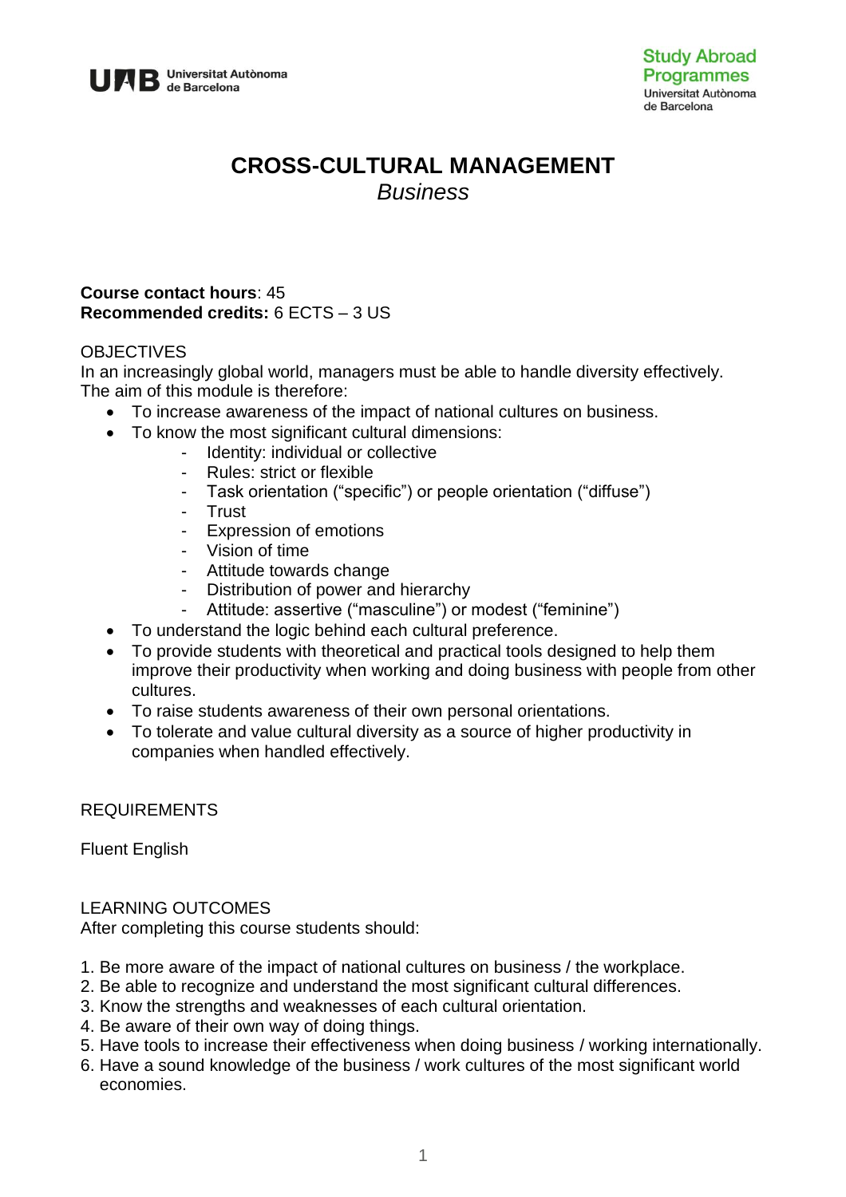# CROSS-CULTURAL MANAGEMENT

*Business*

**Course contact hours**: 45
**Recommended credits:** 6 ECTS – 3 US

OBJECTIVES

In an increasingly global world, managers must be able to handle diversity effectively. The aim of this module is therefore:

- To increase awareness of the impact of national cultures on business.
- To know the most significant cultural dimensions:
  - Identity: individual or collective
  - Rules: strict or flexible
  - Task orientation ("specific") or people orientation ("diffuse")
  - Trust
  - Expression of emotions
  - Vision of time
  - Attitude towards change
  - Distribution of power and hierarchy
  - Attitude: assertive ("masculine") or modest ("feminine")
- To understand the logic behind each cultural preference.
- To provide students with theoretical and practical tools designed to help them improve their productivity when working and doing business with people from other cultures.
- To raise students awareness of their own personal orientations.
- To tolerate and value cultural diversity as a source of higher productivity in companies when handled effectively.

REQUIREMENTS

Fluent English

LEARNING OUTCOMES

After completing this course students should:

1. Be more aware of the impact of national cultures on business / the workplace.
2. Be able to recognize and understand the most significant cultural differences.
3. Know the strengths and weaknesses of each cultural orientation.
4. Be aware of their own way of doing things.
5. Have tools to increase their effectiveness when doing business / working internationally.
6. Have a sound knowledge of the business / work cultures of the most significant world economies.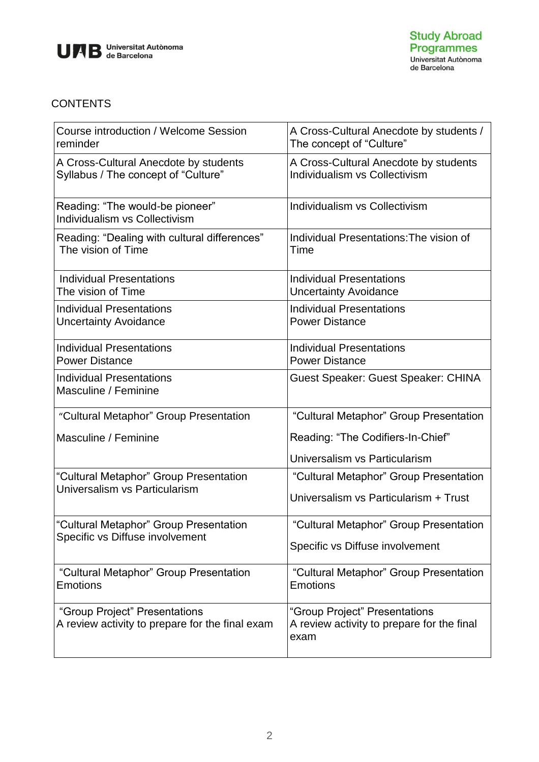CONTENTS

| | |
|---|---|
| Course introduction / Welcome Session reminder | A Cross-Cultural Anecdote by students / The concept of "Culture" |
| A Cross-Cultural Anecdote by students<br>Syllabus / The concept of "Culture" | A Cross-Cultural Anecdote by students<br>Individualism vs Collectivism |
| Reading: "The would-be pioneer"<br>Individualism vs Collectivism | Individualism vs Collectivism |
| Reading: "Dealing with cultural differences"<br>The vision of Time | Individual Presentations:The vision of Time |
| Individual Presentations<br>The vision of Time | Individual Presentations<br>Uncertainty Avoidance |
| Individual Presentations<br>Uncertainty Avoidance | Individual Presentations<br>Power Distance |
| Individual Presentations<br>Power Distance | Individual Presentations<br>Power Distance |
| Individual Presentations<br>Masculine / Feminine | Guest Speaker: Guest Speaker: CHINA |
| "Cultural Metaphor" Group Presentation<br><br>Masculine / Feminine | "Cultural Metaphor" Group Presentation<br><br>Reading: "The Codifiers-In-Chief"<br><br>Universalism vs Particularism |
| "Cultural Metaphor" Group Presentation<br>Universalism vs Particularism | "Cultural Metaphor" Group Presentation<br><br>Universalism vs Particularism + Trust |
| "Cultural Metaphor" Group Presentation<br>Specific vs Diffuse involvement | "Cultural Metaphor" Group Presentation<br><br>Specific vs Diffuse involvement |
| "Cultural Metaphor" Group Presentation<br>Emotions | "Cultural Metaphor" Group Presentation<br>Emotions |
| "Group Project" Presentations<br>A review activity to prepare for the final exam | "Group Project" Presentations<br>A review activity to prepare for the final exam |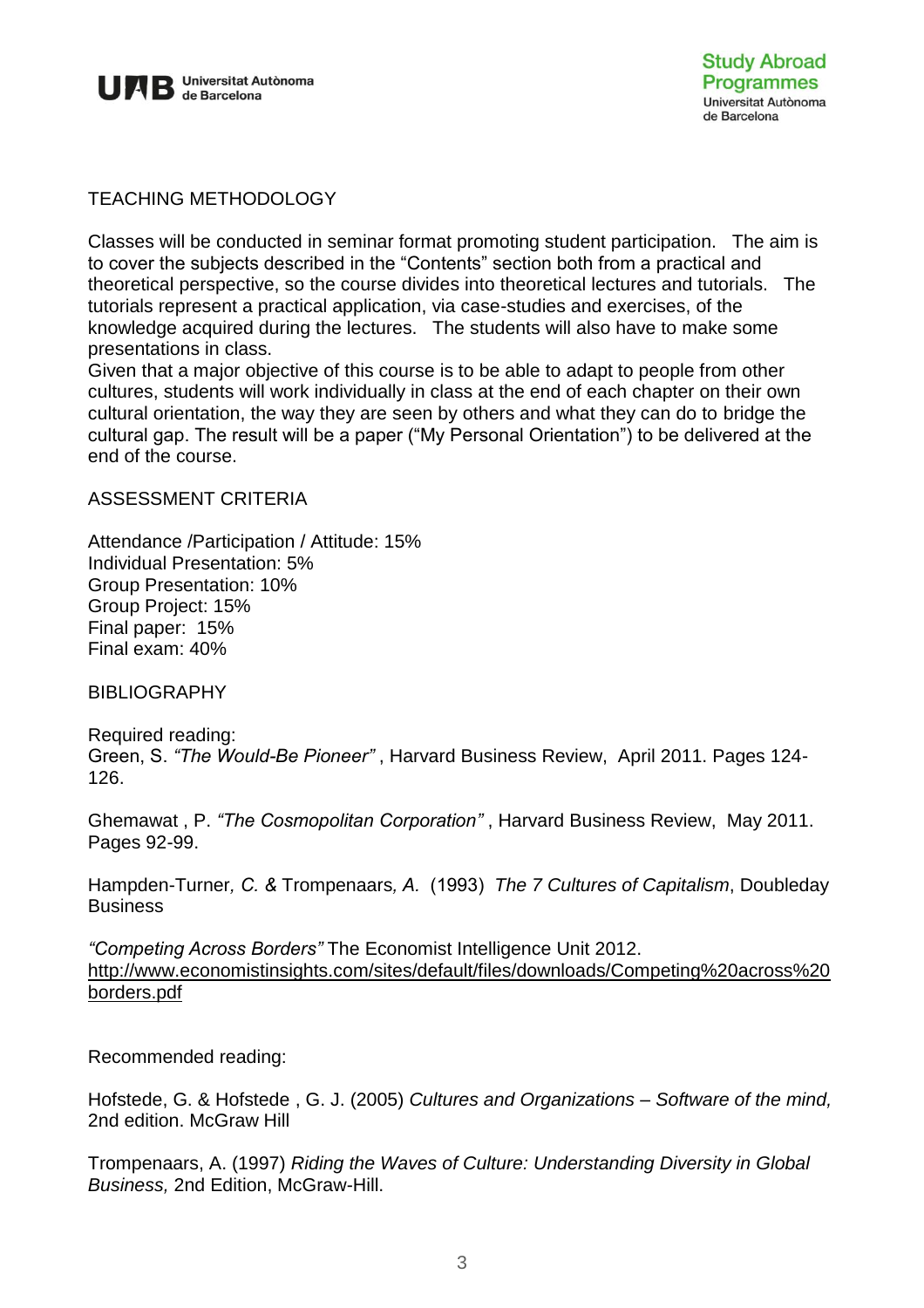## TEACHING METHODOLOGY

Classes will be conducted in seminar format promoting student participation. The aim is to cover the subjects described in the "Contents" section both from a practical and theoretical perspective, so the course divides into theoretical lectures and tutorials. The tutorials represent a practical application, via case-studies and exercises, of the knowledge acquired during the lectures. The students will also have to make some presentations in class.

Given that a major objective of this course is to be able to adapt to people from other cultures, students will work individually in class at the end of each chapter on their own cultural orientation, the way they are seen by others and what they can do to bridge the cultural gap. The result will be a paper ("My Personal Orientation") to be delivered at the end of the course.

## ASSESSMENT CRITERIA

Attendance /Participation / Attitude: 15%
Individual Presentation: 5%
Group Presentation: 10%
Group Project: 15%
Final paper: 15%
Final exam: 40%

## BIBLIOGRAPHY

Required reading:
Green, S. *"The Would-Be Pioneer"* , Harvard Business Review, April 2011. Pages 124-126.

Ghemawat , P. *"The Cosmopolitan Corporation"* , Harvard Business Review, May 2011. Pages 92-99.

Hampden-Turner*, C. &* Trompenaars*, A.* (1993) *The 7 Cultures of Capitalism*, Doubleday Business

*"Competing Across Borders"* The Economist Intelligence Unit 2012.
http://www.economistinsights.com/sites/default/files/downloads/Competing%20across%20borders.pdf

Recommended reading:

Hofstede, G. & Hofstede , G. J. (2005) *Cultures and Organizations – Software of the mind,* 2nd edition. McGraw Hill

Trompenaars, A. (1997) *Riding the Waves of Culture: Understanding Diversity in Global Business,* 2nd Edition, McGraw-Hill.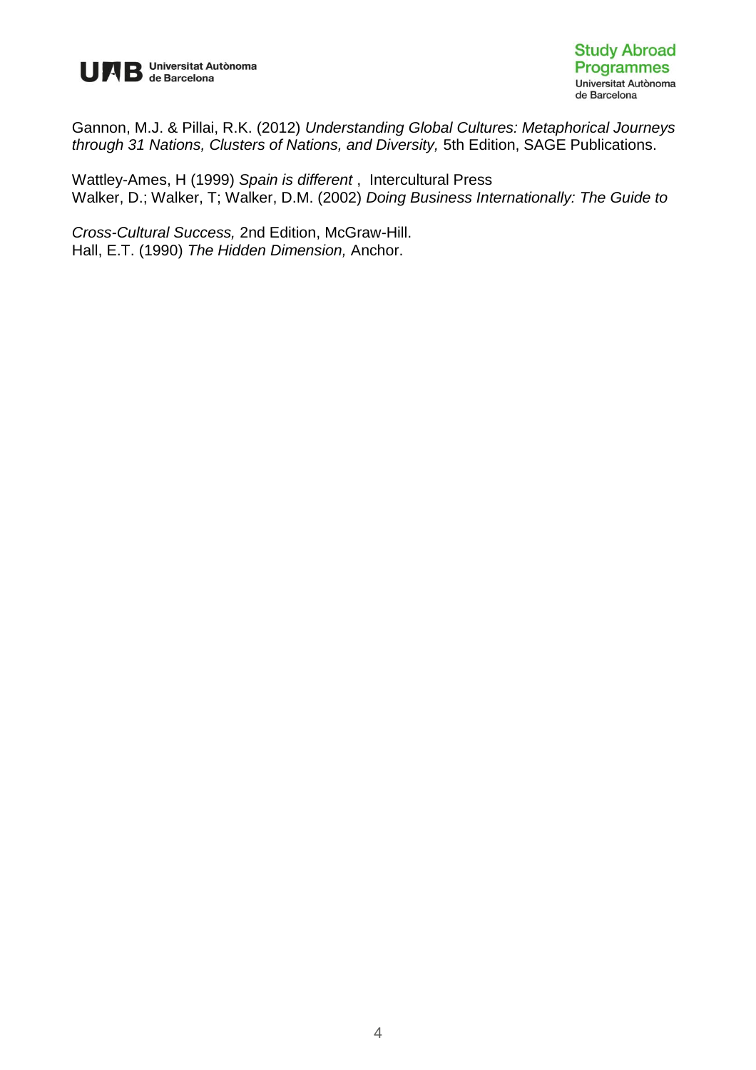Gannon, M.J. & Pillai, R.K. (2012) *Understanding Global Cultures: Metaphorical Journeys through 31 Nations, Clusters of Nations, and Diversity,* 5th Edition, SAGE Publications.

Wattley-Ames, H (1999) *Spain is different* , Intercultural Press

Walker, D.; Walker, T; Walker, D.M. (2002) *Doing Business Internationally: The Guide to Cross-Cultural Success,* 2nd Edition, McGraw-Hill.

Hall, E.T. (1990) *The Hidden Dimension,* Anchor.